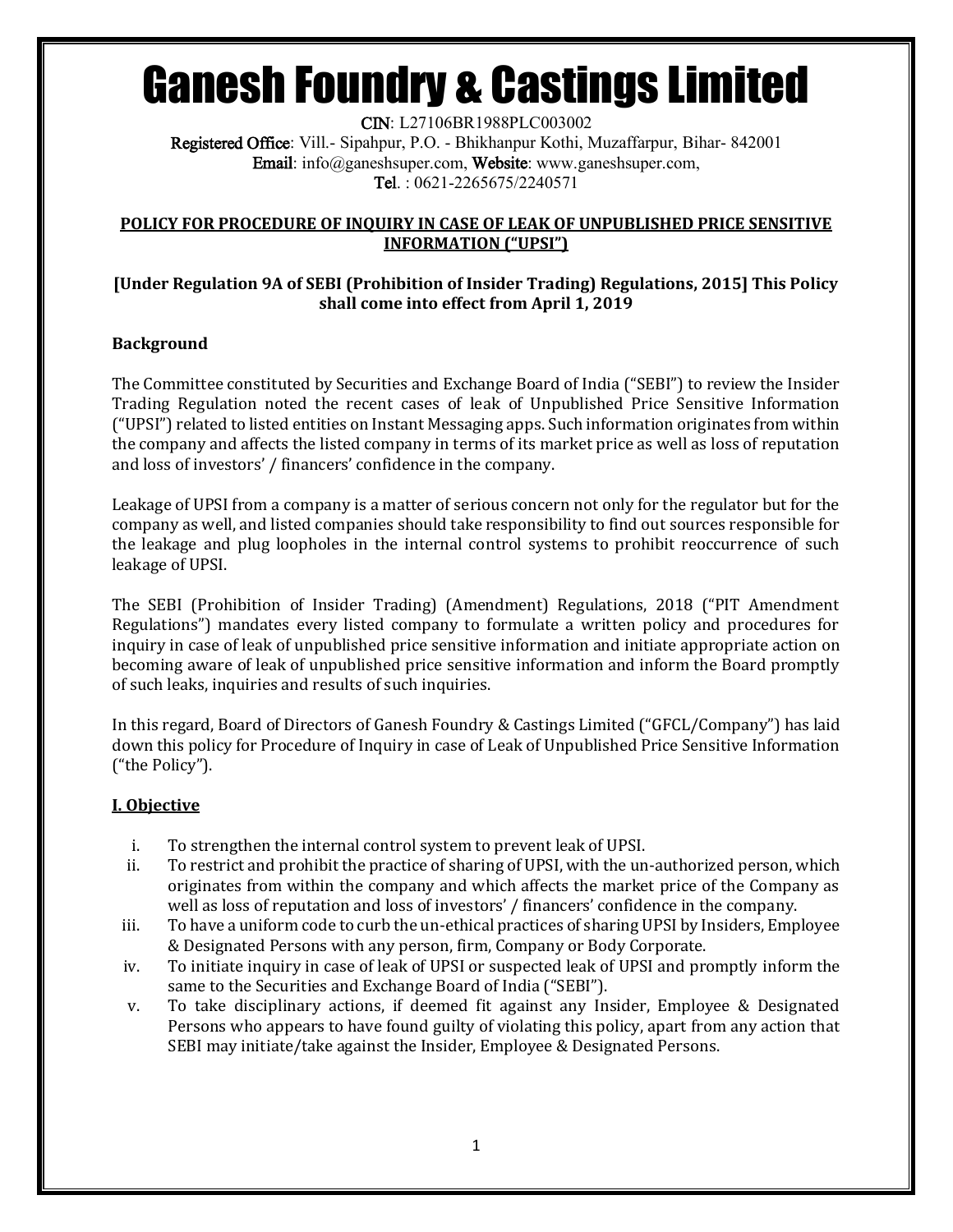# Ganesh Foundry & Castings Limited

**CIN**: L27106BR1988PLC003002
**Registered Office**: Vill.- Sipahpur, P.O. - Bhikhanpur Kothi, Muzaffarpur, Bihar- 842001
**Email**: info@ganeshsuper.com, **Website**: www.ganeshsuper.com,
**Tel**. : 0621-2265675/2240571

## POLICY FOR PROCEDURE OF INQUIRY IN CASE OF LEAK OF UNPUBLISHED PRICE SENSITIVE INFORMATION ("UPSI")

**[Under Regulation 9A of SEBI (Prohibition of Insider Trading) Regulations, 2015] This Policy shall come into effect from April 1, 2019**

### Background

The Committee constituted by Securities and Exchange Board of India ("SEBI") to review the Insider Trading Regulation noted the recent cases of leak of Unpublished Price Sensitive Information ("UPSI") related to listed entities on Instant Messaging apps. Such information originates from within the company and affects the listed company in terms of its market price as well as loss of reputation and loss of investors' / financers' confidence in the company.

Leakage of UPSI from a company is a matter of serious concern not only for the regulator but for the company as well, and listed companies should take responsibility to find out sources responsible for the leakage and plug loopholes in the internal control systems to prohibit reoccurrence of such leakage of UPSI.

The SEBI (Prohibition of Insider Trading) (Amendment) Regulations, 2018 ("PIT Amendment Regulations") mandates every listed company to formulate a written policy and procedures for inquiry in case of leak of unpublished price sensitive information and initiate appropriate action on becoming aware of leak of unpublished price sensitive information and inform the Board promptly of such leaks, inquiries and results of such inquiries.

In this regard, Board of Directors of Ganesh Foundry & Castings Limited ("GFCL/Company") has laid down this policy for Procedure of Inquiry in case of Leak of Unpublished Price Sensitive Information ("the Policy").

### I. Objective

i. To strengthen the internal control system to prevent leak of UPSI.

ii. To restrict and prohibit the practice of sharing of UPSI, with the un-authorized person, which originates from within the company and which affects the market price of the Company as well as loss of reputation and loss of investors' / financers' confidence in the company.

iii. To have a uniform code to curb the un-ethical practices of sharing UPSI by Insiders, Employee & Designated Persons with any person, firm, Company or Body Corporate.

iv. To initiate inquiry in case of leak of UPSI or suspected leak of UPSI and promptly inform the same to the Securities and Exchange Board of India ("SEBI").

v. To take disciplinary actions, if deemed fit against any Insider, Employee & Designated Persons who appears to have found guilty of violating this policy, apart from any action that SEBI may initiate/take against the Insider, Employee & Designated Persons.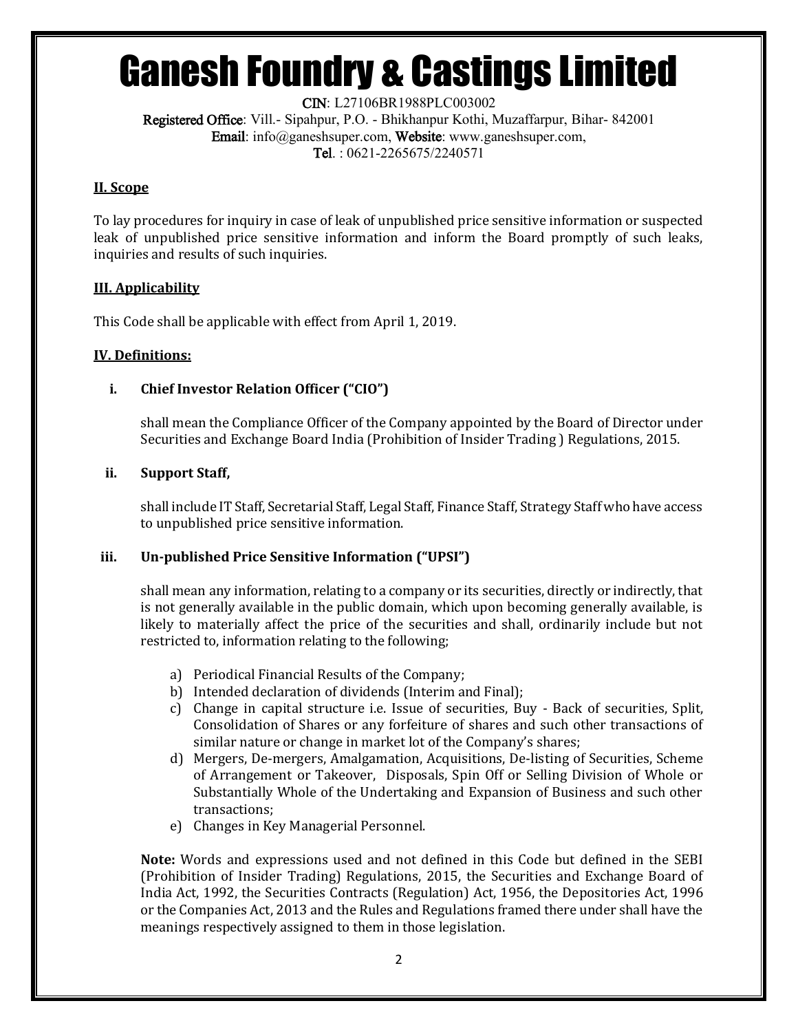# Ganesh Foundry & Castings Limited

**CIN**: L27106BR1988PLC003002
**Registered Office**: Vill.- Sipahpur, P.O. - Bhikhanpur Kothi, Muzaffarpur, Bihar- 842001
**Email**: info@ganeshsuper.com, **Website**: www.ganeshsuper.com,
**Tel**. : 0621-2265675/2240571

## II. Scope

To lay procedures for inquiry in case of leak of unpublished price sensitive information or suspected leak of unpublished price sensitive information and inform the Board promptly of such leaks, inquiries and results of such inquiries.

## III. Applicability

This Code shall be applicable with effect from April 1, 2019.

## IV. Definitions:

**i. Chief Investor Relation Officer ("CIO")**

shall mean the Compliance Officer of the Company appointed by the Board of Director under Securities and Exchange Board India (Prohibition of Insider Trading ) Regulations, 2015.

**ii. Support Staff,**

shall include IT Staff, Secretarial Staff, Legal Staff, Finance Staff, Strategy Staff who have access to unpublished price sensitive information.

**iii. Un-published Price Sensitive Information ("UPSI")**

shall mean any information, relating to a company or its securities, directly or indirectly, that is not generally available in the public domain, which upon becoming generally available, is likely to materially affect the price of the securities and shall, ordinarily include but not restricted to, information relating to the following;

a) Periodical Financial Results of the Company;
b) Intended declaration of dividends (Interim and Final);
c) Change in capital structure i.e. Issue of securities, Buy - Back of securities, Split, Consolidation of Shares or any forfeiture of shares and such other transactions of similar nature or change in market lot of the Company's shares;
d) Mergers, De-mergers, Amalgamation, Acquisitions, De-listing of Securities, Scheme of Arrangement or Takeover, Disposals, Spin Off or Selling Division of Whole or Substantially Whole of the Undertaking and Expansion of Business and such other transactions;
e) Changes in Key Managerial Personnel.

**Note:** Words and expressions used and not defined in this Code but defined in the SEBI (Prohibition of Insider Trading) Regulations, 2015, the Securities and Exchange Board of India Act, 1992, the Securities Contracts (Regulation) Act, 1956, the Depositories Act, 1996 or the Companies Act, 2013 and the Rules and Regulations framed there under shall have the meanings respectively assigned to them in those legislation.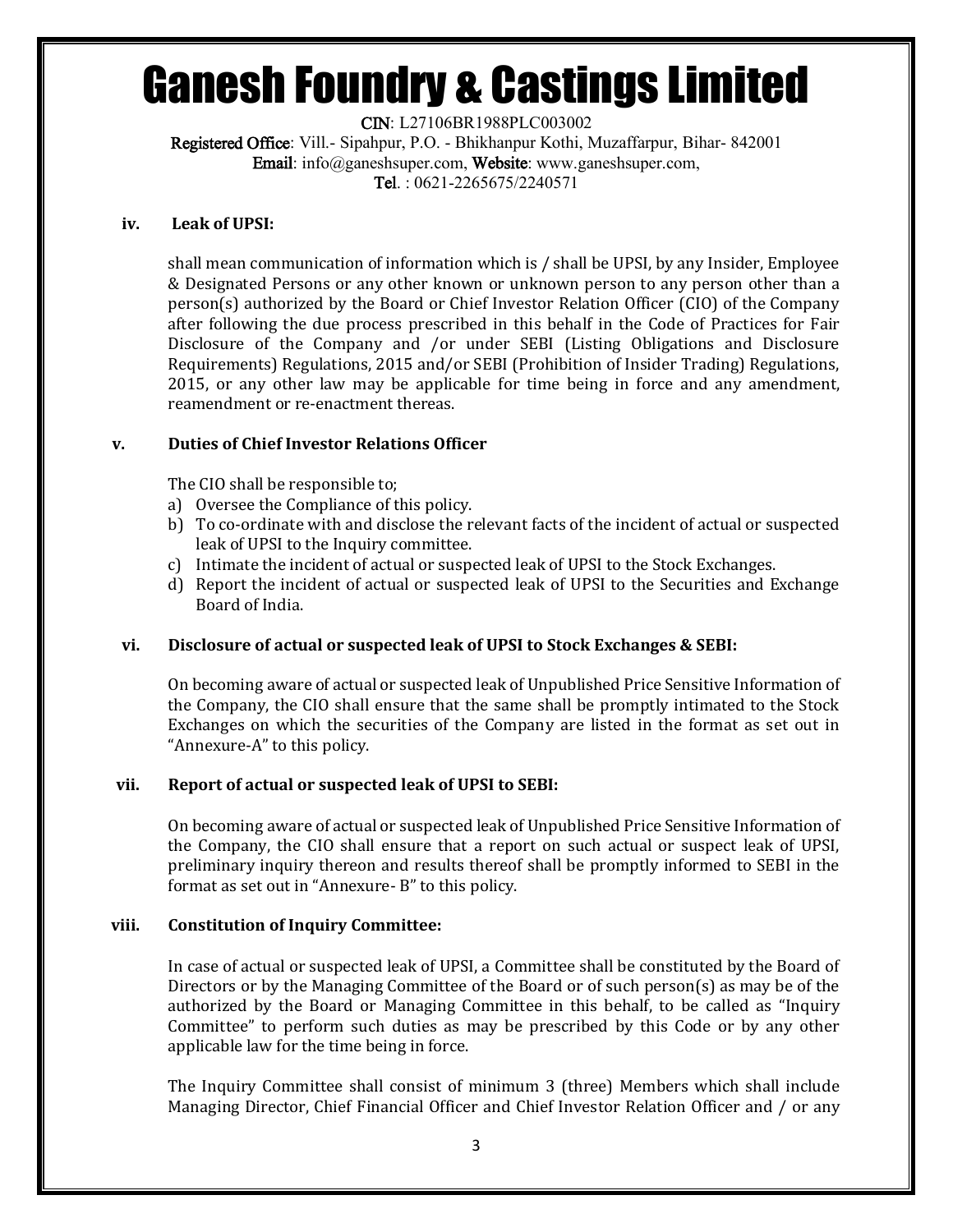### iv. Leak of UPSI:

shall mean communication of information which is / shall be UPSI, by any Insider, Employee & Designated Persons or any other known or unknown person to any person other than a person(s) authorized by the Board or Chief Investor Relation Officer (CIO) of the Company after following the due process prescribed in this behalf in the Code of Practices for Fair Disclosure of the Company and /or under SEBI (Listing Obligations and Disclosure Requirements) Regulations, 2015 and/or SEBI (Prohibition of Insider Trading) Regulations, 2015, or any other law may be applicable for time being in force and any amendment, reamendment or re-enactment thereas.

### v. Duties of Chief Investor Relations Officer

The CIO shall be responsible to;

a) Oversee the Compliance of this policy.
b) To co-ordinate with and disclose the relevant facts of the incident of actual or suspected leak of UPSI to the Inquiry committee.
c) Intimate the incident of actual or suspected leak of UPSI to the Stock Exchanges.
d) Report the incident of actual or suspected leak of UPSI to the Securities and Exchange Board of India.

### vi. Disclosure of actual or suspected leak of UPSI to Stock Exchanges & SEBI:

On becoming aware of actual or suspected leak of Unpublished Price Sensitive Information of the Company, the CIO shall ensure that the same shall be promptly intimated to the Stock Exchanges on which the securities of the Company are listed in the format as set out in "Annexure-A" to this policy.

### vii. Report of actual or suspected leak of UPSI to SEBI:

On becoming aware of actual or suspected leak of Unpublished Price Sensitive Information of the Company, the CIO shall ensure that a report on such actual or suspect leak of UPSI, preliminary inquiry thereon and results thereof shall be promptly informed to SEBI in the format as set out in "Annexure- B" to this policy.

### viii. Constitution of Inquiry Committee:

In case of actual or suspected leak of UPSI, a Committee shall be constituted by the Board of Directors or by the Managing Committee of the Board or of such person(s) as may be of the authorized by the Board or Managing Committee in this behalf, to be called as "Inquiry Committee" to perform such duties as may be prescribed by this Code or by any other applicable law for the time being in force.

The Inquiry Committee shall consist of minimum 3 (three) Members which shall include Managing Director, Chief Financial Officer and Chief Investor Relation Officer and / or any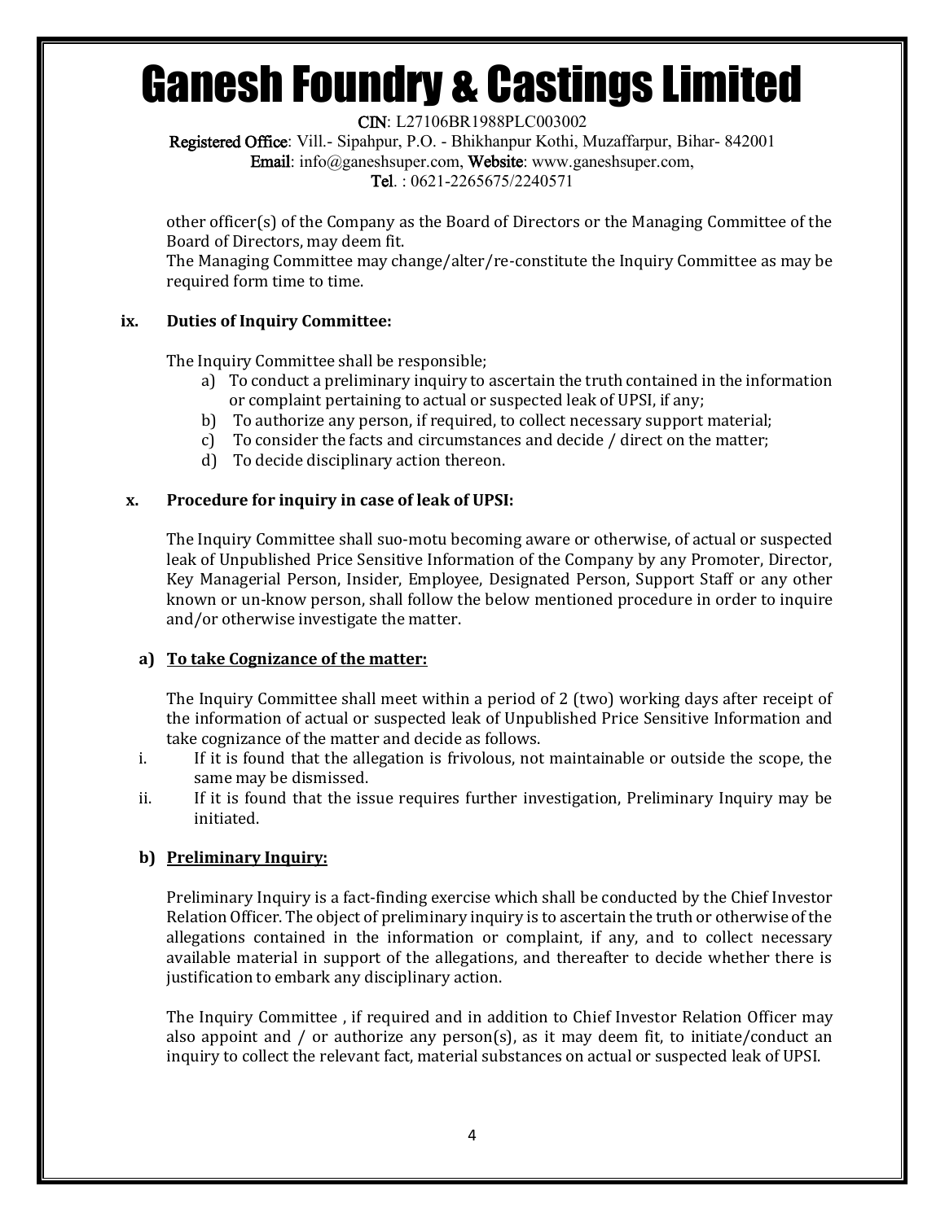other officer(s) of the Company as the Board of Directors or the Managing Committee of the Board of Directors, may deem fit.

The Managing Committee may change/alter/re-constitute the Inquiry Committee as may be required form time to time.

**ix. Duties of Inquiry Committee:**

The Inquiry Committee shall be responsible;

a) To conduct a preliminary inquiry to ascertain the truth contained in the information or complaint pertaining to actual or suspected leak of UPSI, if any;
b) To authorize any person, if required, to collect necessary support material;
c) To consider the facts and circumstances and decide / direct on the matter;
d) To decide disciplinary action thereon.

**x. Procedure for inquiry in case of leak of UPSI:**

The Inquiry Committee shall suo-motu becoming aware or otherwise, of actual or suspected leak of Unpublished Price Sensitive Information of the Company by any Promoter, Director, Key Managerial Person, Insider, Employee, Designated Person, Support Staff or any other known or un-know person, shall follow the below mentioned procedure in order to inquire and/or otherwise investigate the matter.

**a) To take Cognizance of the matter:**

The Inquiry Committee shall meet within a period of 2 (two) working days after receipt of the information of actual or suspected leak of Unpublished Price Sensitive Information and take cognizance of the matter and decide as follows.

i. If it is found that the allegation is frivolous, not maintainable or outside the scope, the same may be dismissed.
ii. If it is found that the issue requires further investigation, Preliminary Inquiry may be initiated.

**b) Preliminary Inquiry:**

Preliminary Inquiry is a fact-finding exercise which shall be conducted by the Chief Investor Relation Officer. The object of preliminary inquiry is to ascertain the truth or otherwise of the allegations contained in the information or complaint, if any, and to collect necessary available material in support of the allegations, and thereafter to decide whether there is justification to embark any disciplinary action.

The Inquiry Committee , if required and in addition to Chief Investor Relation Officer may also appoint and / or authorize any person(s), as it may deem fit, to initiate/conduct an inquiry to collect the relevant fact, material substances on actual or suspected leak of UPSI.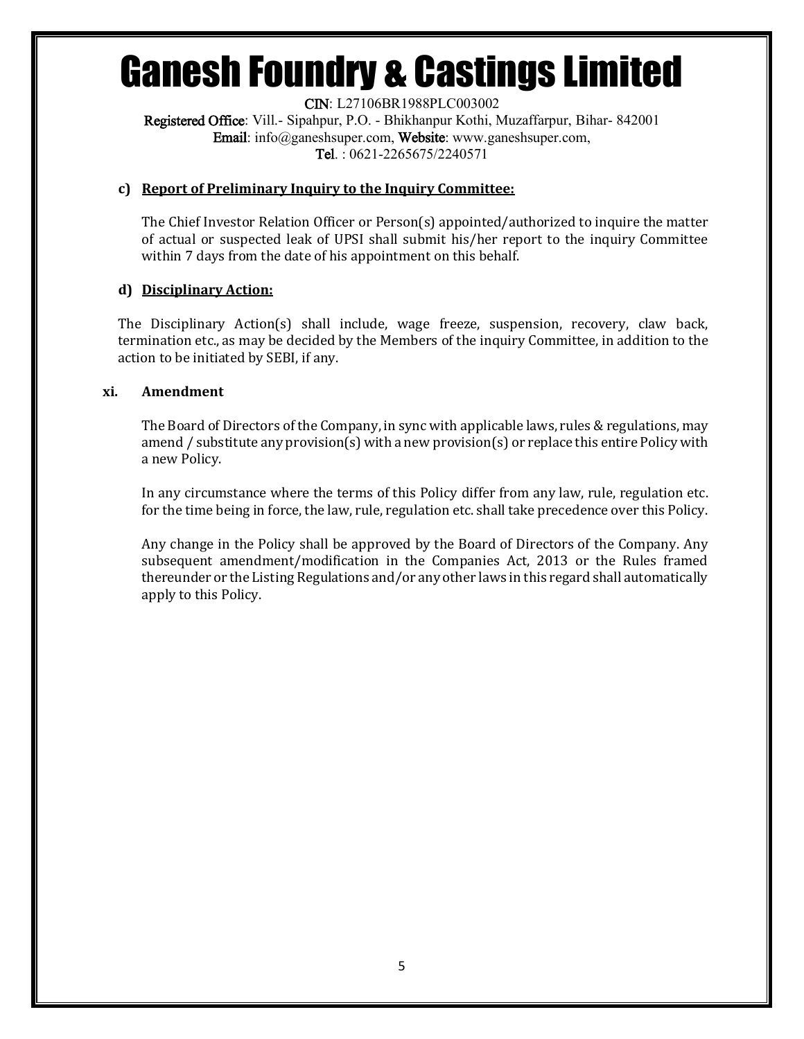# Ganesh Foundry & Castings Limited

**CIN**: L27106BR1988PLC003002
**Registered Office**: Vill.- Sipahpur, P.O. - Bhikhanpur Kothi, Muzaffarpur, Bihar- 842001
**Email**: info@ganeshsuper.com, **Website**: www.ganeshsuper.com,
**Tel**. : 0621-2265675/2240571

**c) <u>Report of Preliminary Inquiry to the Inquiry Committee:</u>**

The Chief Investor Relation Officer or Person(s) appointed/authorized to inquire the matter of actual or suspected leak of UPSI shall submit his/her report to the inquiry Committee within 7 days from the date of his appointment on this behalf.

**d) <u>Disciplinary Action:</u>**

The Disciplinary Action(s) shall include, wage freeze, suspension, recovery, claw back, termination etc., as may be decided by the Members of the inquiry Committee, in addition to the action to be initiated by SEBI, if any.

**xi. Amendment**

The Board of Directors of the Company, in sync with applicable laws, rules & regulations, may amend / substitute any provision(s) with a new provision(s) or replace this entire Policy with a new Policy.

In any circumstance where the terms of this Policy differ from any law, rule, regulation etc. for the time being in force, the law, rule, regulation etc. shall take precedence over this Policy.

Any change in the Policy shall be approved by the Board of Directors of the Company. Any subsequent amendment/modification in the Companies Act, 2013 or the Rules framed thereunder or the Listing Regulations and/or any other laws in this regard shall automatically apply to this Policy.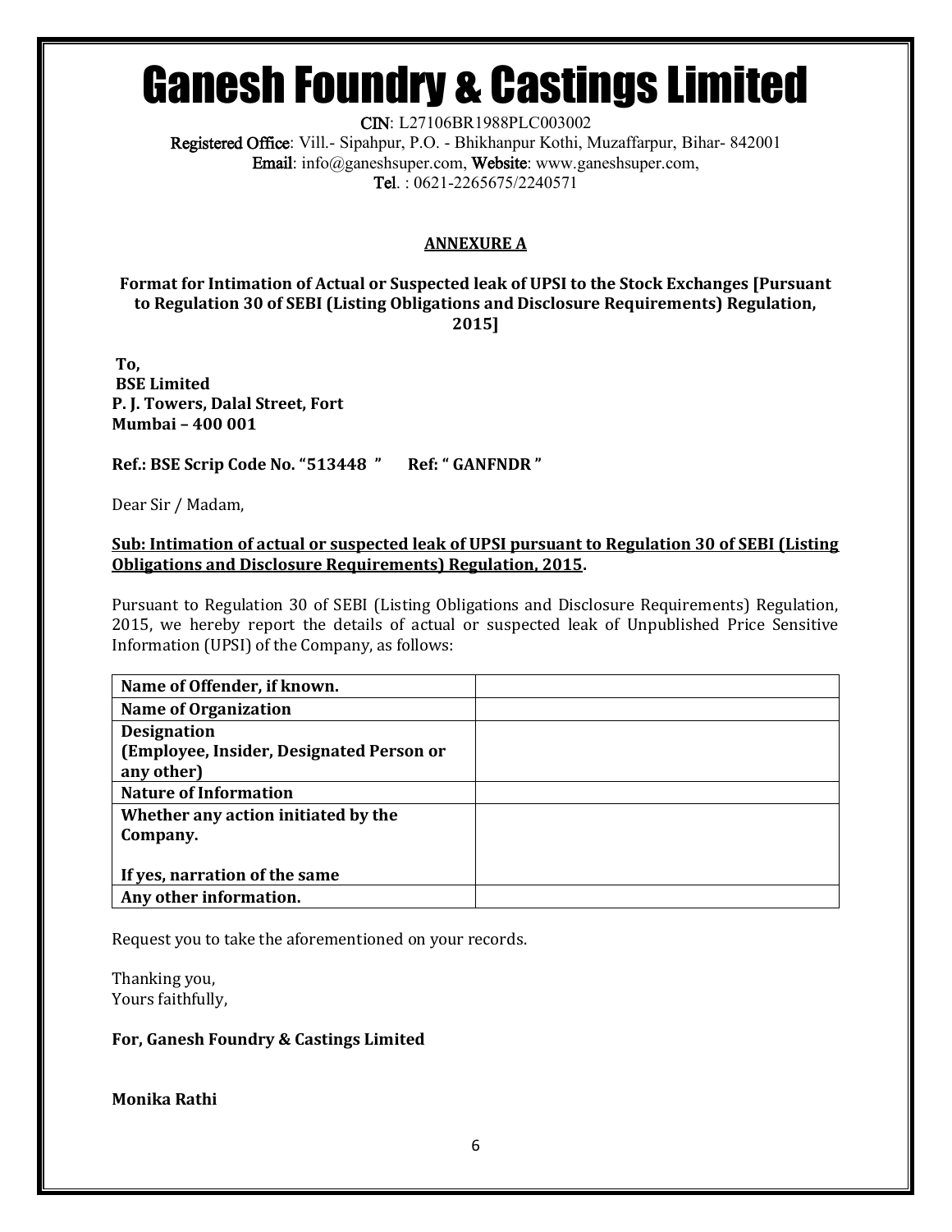# Ganesh Foundry & Castings Limited

**CIN**: L27106BR1988PLC003002
**Registered Office**: Vill.- Sipahpur, P.O. - Bhikhanpur Kothi, Muzaffarpur, Bihar- 842001
**Email**: info@ganeshsuper.com, **Website**: www.ganeshsuper.com,
**Tel**. : 0621-2265675/2240571

## ANNEXURE A

**Format for Intimation of Actual or Suspected leak of UPSI to the Stock Exchanges [Pursuant to Regulation 30 of SEBI (Listing Obligations and Disclosure Requirements) Regulation, 2015]**

**To,**
**BSE Limited**
**P. J. Towers, Dalal Street, Fort**
**Mumbai – 400 001**

**Ref.: BSE Scrip Code No. "513448 "      Ref: " GANFNDR "**

Dear Sir / Madam,

**Sub: Intimation of actual or suspected leak of UPSI pursuant to Regulation 30 of SEBI (Listing Obligations and Disclosure Requirements) Regulation, 2015.**

Pursuant to Regulation 30 of SEBI (Listing Obligations and Disclosure Requirements) Regulation, 2015, we hereby report the details of actual or suspected leak of Unpublished Price Sensitive Information (UPSI) of the Company, as follows:

| | |
|---|---|
| **Name of Offender, if known.** | |
| **Name of Organization** | |
| **Designation (Employee, Insider, Designated Person or any other)** | |
| **Nature of Information** | |
| **Whether any action initiated by the Company.**<br><br>**If yes, narration of the same** | |
| **Any other information.** | |

Request you to take the aforementioned on your records.

Thanking you,
Yours faithfully,

**For, Ganesh Foundry & Castings Limited**

**Monika Rathi**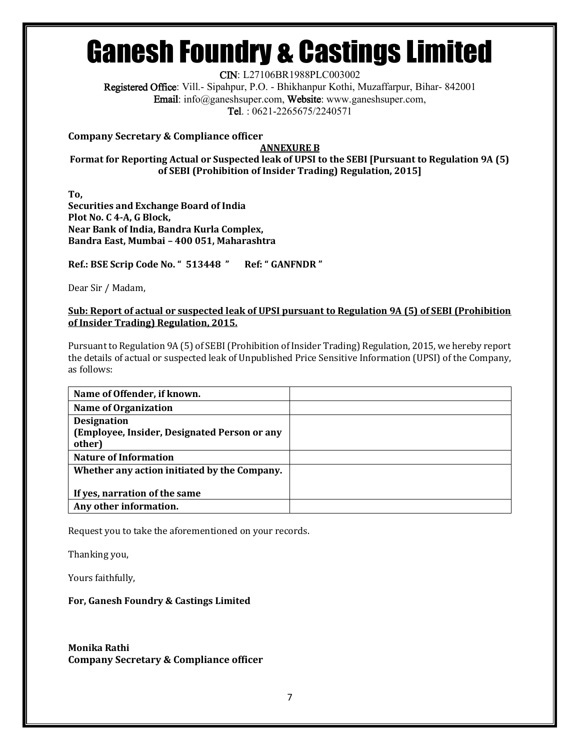# Ganesh Foundry & Castings Limited

**CIN**: L27106BR1988PLC003002
**Registered Office**: Vill.- Sipahpur, P.O. - Bhikhanpur Kothi, Muzaffarpur, Bihar- 842001
**Email**: info@ganeshsuper.com, **Website**: www.ganeshsuper.com,
**Tel**. : 0621-2265675/2240571

**Company Secretary & Compliance officer**

**ANNEXURE B**

**Format for Reporting Actual or Suspected leak of UPSI to the SEBI [Pursuant to Regulation 9A (5) of SEBI (Prohibition of Insider Trading) Regulation, 2015]**

**To,**
**Securities and Exchange Board of India**
**Plot No. C 4-A, G Block,**
**Near Bank of India, Bandra Kurla Complex,**
**Bandra East, Mumbai – 400 051, Maharashtra**

**Ref.: BSE Scrip Code No. " 513448 "  Ref: " GANFNDR "**

Dear Sir / Madam,

**Sub: Report of actual or suspected leak of UPSI pursuant to Regulation 9A (5) of SEBI (Prohibition of Insider Trading) Regulation, 2015.**

Pursuant to Regulation 9A (5) of SEBI (Prohibition of Insider Trading) Regulation, 2015, we hereby report the details of actual or suspected leak of Unpublished Price Sensitive Information (UPSI) of the Company, as follows:

| | |
|---|---|
| **Name of Offender, if known.** | |
| **Name of Organization** | |
| **Designation (Employee, Insider, Designated Person or any other)** | |
| **Nature of Information** | |
| **Whether any action initiated by the Company. If yes, narration of the same** | |
| **Any other information.** | |

Request you to take the aforementioned on your records.

Thanking you,

Yours faithfully,

**For, Ganesh Foundry & Castings Limited**

**Monika Rathi**
**Company Secretary & Compliance officer**